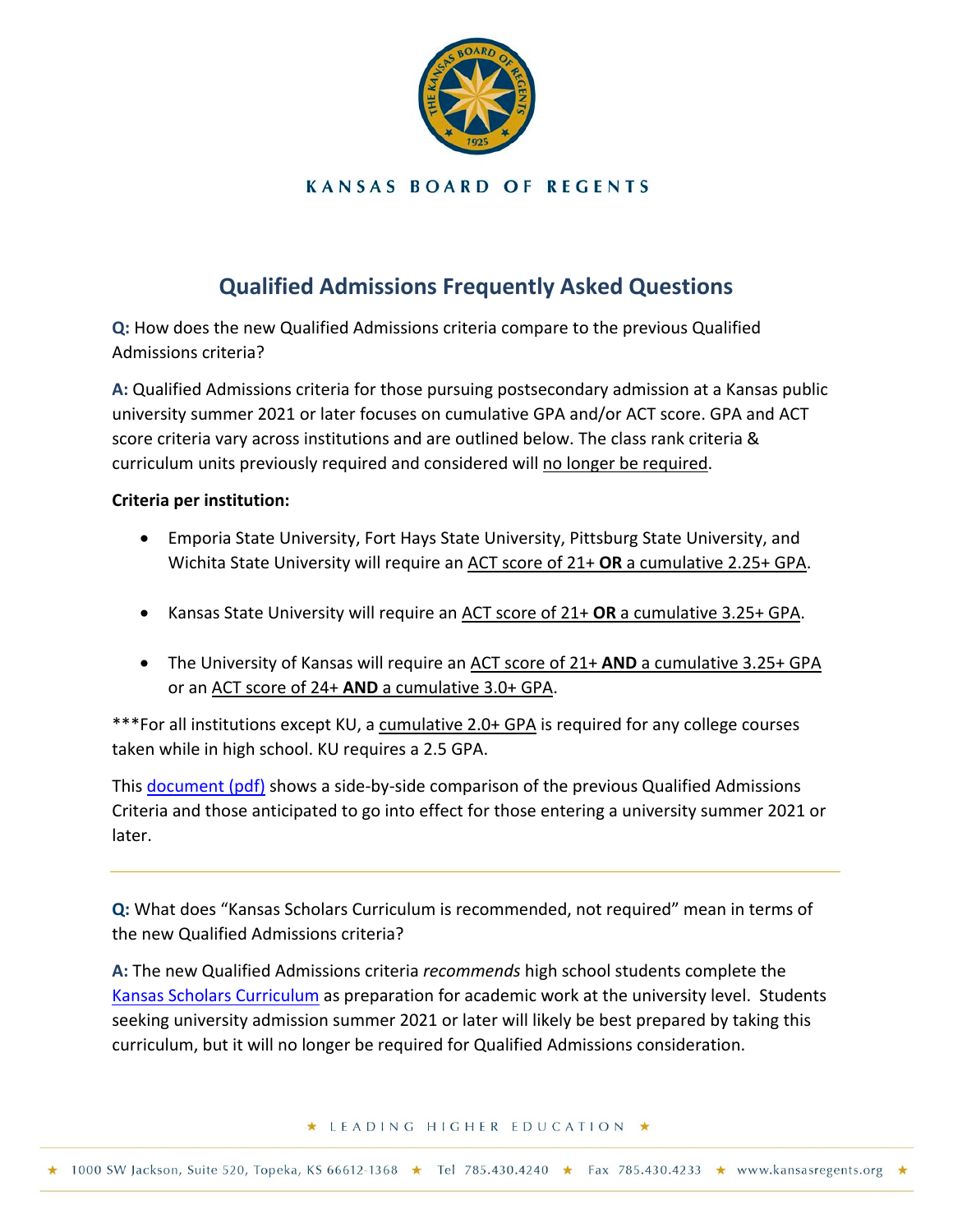KANSAS BOARD OF REGENTS

# Qualified Admissions Frequently Asked Questions

**Q:** How does the new Qualified Admissions criteria compare to the previous Qualified Admissions criteria?

**A:** Qualified Admissions criteria for those pursuing postsecondary admission at a Kansas public university summer 2021 or later focuses on cumulative GPA and/or ACT score. GPA and ACT score criteria vary across institutions and are outlined below. The class rank criteria & curriculum units previously required and considered will no longer be required.

**Criteria per institution:**

- Emporia State University, Fort Hays State University, Pittsburg State University, and Wichita State University will require an ACT score of 21+ **OR** a cumulative 2.25+ GPA.
- Kansas State University will require an ACT score of 21+ **OR** a cumulative 3.25+ GPA.
- The University of Kansas will require an ACT score of 21+ **AND** a cumulative 3.25+ GPA or an ACT score of 24+ **AND** a cumulative 3.0+ GPA.

***For all institutions except KU, a cumulative 2.0+ GPA is required for any college courses taken while in high school. KU requires a 2.5 GPA.

This [document (pdf)] shows a side-by-side comparison of the previous Qualified Admissions Criteria and those anticipated to go into effect for those entering a university summer 2021 or later.

---

**Q:** What does "Kansas Scholars Curriculum is recommended, not required" mean in terms of the new Qualified Admissions criteria?

**A:** The new Qualified Admissions criteria *recommends* high school students complete the [Kansas Scholars Curriculum] as preparation for academic work at the university level. Students seeking university admission summer 2021 or later will likely be best prepared by taking this curriculum, but it will no longer be required for Qualified Admissions consideration.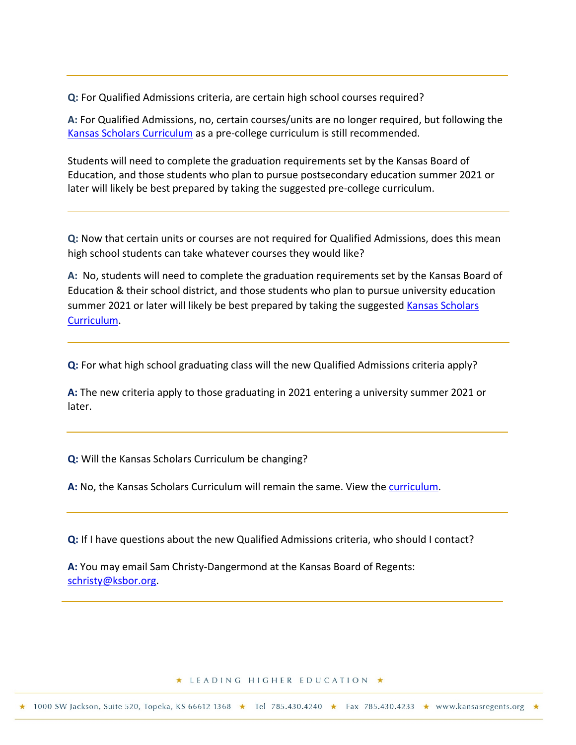**Q:** For Qualified Admissions criteria, are certain high school courses required?

**A:** For Qualified Admissions, no, certain courses/units are no longer required, but following the Kansas Scholars Curriculum as a pre-college curriculum is still recommended.

Students will need to complete the graduation requirements set by the Kansas Board of Education, and those students who plan to pursue postsecondary education summer 2021 or later will likely be best prepared by taking the suggested pre-college curriculum.

---

**Q:** Now that certain units or courses are not required for Qualified Admissions, does this mean high school students can take whatever courses they would like?

**A:** No, students will need to complete the graduation requirements set by the Kansas Board of Education & their school district, and those students who plan to pursue university education summer 2021 or later will likely be best prepared by taking the suggested Kansas Scholars Curriculum.

---

**Q:** For what high school graduating class will the new Qualified Admissions criteria apply?

**A:** The new criteria apply to those graduating in 2021 entering a university summer 2021 or later.

---

**Q:** Will the Kansas Scholars Curriculum be changing?

**A:** No, the Kansas Scholars Curriculum will remain the same. View the curriculum.

---

**Q:** If I have questions about the new Qualified Admissions criteria, who should I contact?

**A:** You may email Sam Christy-Dangermond at the Kansas Board of Regents: schristy@ksbor.org.

---

★ LEADING HIGHER EDUCATION ★

★ 1000 SW Jackson, Suite 520, Topeka, KS 66612-1368 ★ Tel 785.430.4240 ★ Fax 785.430.4233 ★ www.kansasregents.org ★